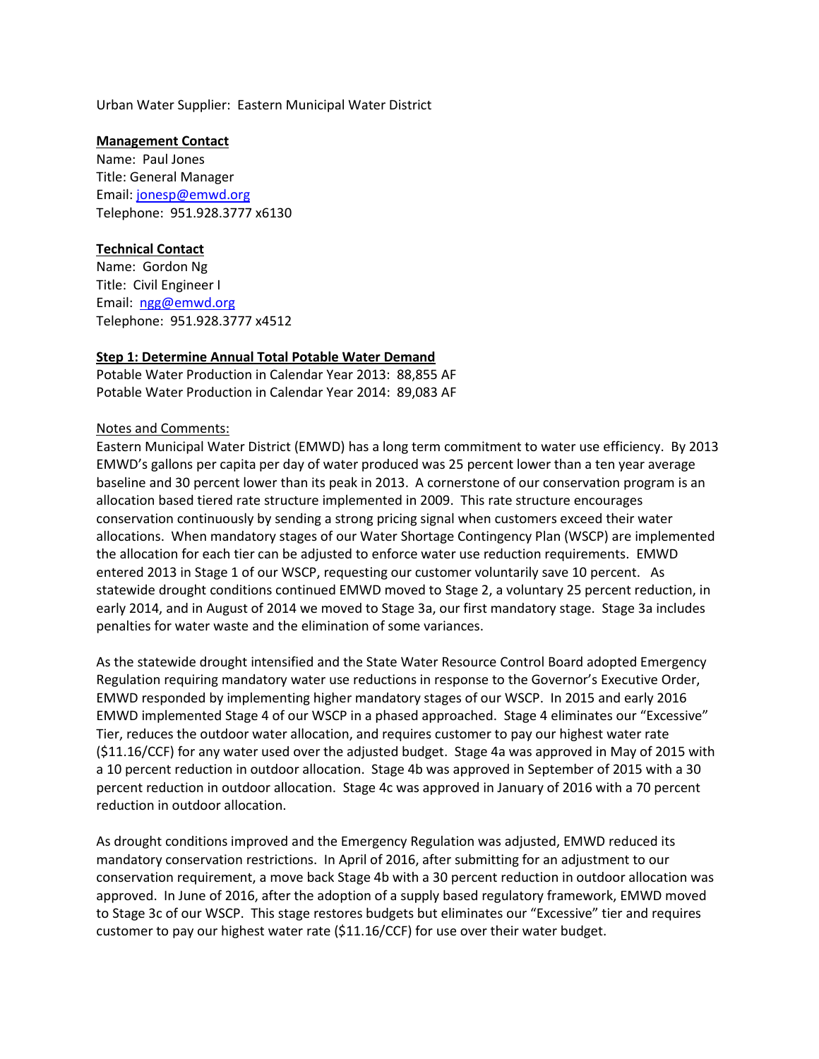Urban Water Supplier: Eastern Municipal Water District

**Management Contact**

Name: Paul Jones
Title: General Manager
Email: jonesp@emwd.org
Telephone: 951.928.3777 x6130

**Technical Contact**

Name: Gordon Ng
Title: Civil Engineer I
Email: ngg@emwd.org
Telephone: 951.928.3777 x4512

**Step 1: Determine Annual Total Potable Water Demand**

Potable Water Production in Calendar Year 2013: 88,855 AF
Potable Water Production in Calendar Year 2014: 89,083 AF

Notes and Comments:

Eastern Municipal Water District (EMWD) has a long term commitment to water use efficiency. By 2013 EMWD's gallons per capita per day of water produced was 25 percent lower than a ten year average baseline and 30 percent lower than its peak in 2013. A cornerstone of our conservation program is an allocation based tiered rate structure implemented in 2009. This rate structure encourages conservation continuously by sending a strong pricing signal when customers exceed their water allocations. When mandatory stages of our Water Shortage Contingency Plan (WSCP) are implemented the allocation for each tier can be adjusted to enforce water use reduction requirements. EMWD entered 2013 in Stage 1 of our WSCP, requesting our customer voluntarily save 10 percent. As statewide drought conditions continued EMWD moved to Stage 2, a voluntary 25 percent reduction, in early 2014, and in August of 2014 we moved to Stage 3a, our first mandatory stage. Stage 3a includes penalties for water waste and the elimination of some variances.

As the statewide drought intensified and the State Water Resource Control Board adopted Emergency Regulation requiring mandatory water use reductions in response to the Governor's Executive Order, EMWD responded by implementing higher mandatory stages of our WSCP. In 2015 and early 2016 EMWD implemented Stage 4 of our WSCP in a phased approached. Stage 4 eliminates our "Excessive" Tier, reduces the outdoor water allocation, and requires customer to pay our highest water rate ($11.16/CCF) for any water used over the adjusted budget. Stage 4a was approved in May of 2015 with a 10 percent reduction in outdoor allocation. Stage 4b was approved in September of 2015 with a 30 percent reduction in outdoor allocation. Stage 4c was approved in January of 2016 with a 70 percent reduction in outdoor allocation.

As drought conditions improved and the Emergency Regulation was adjusted, EMWD reduced its mandatory conservation restrictions. In April of 2016, after submitting for an adjustment to our conservation requirement, a move back Stage 4b with a 30 percent reduction in outdoor allocation was approved. In June of 2016, after the adoption of a supply based regulatory framework, EMWD moved to Stage 3c of our WSCP. This stage restores budgets but eliminates our "Excessive" tier and requires customer to pay our highest water rate ($11.16/CCF) for use over their water budget.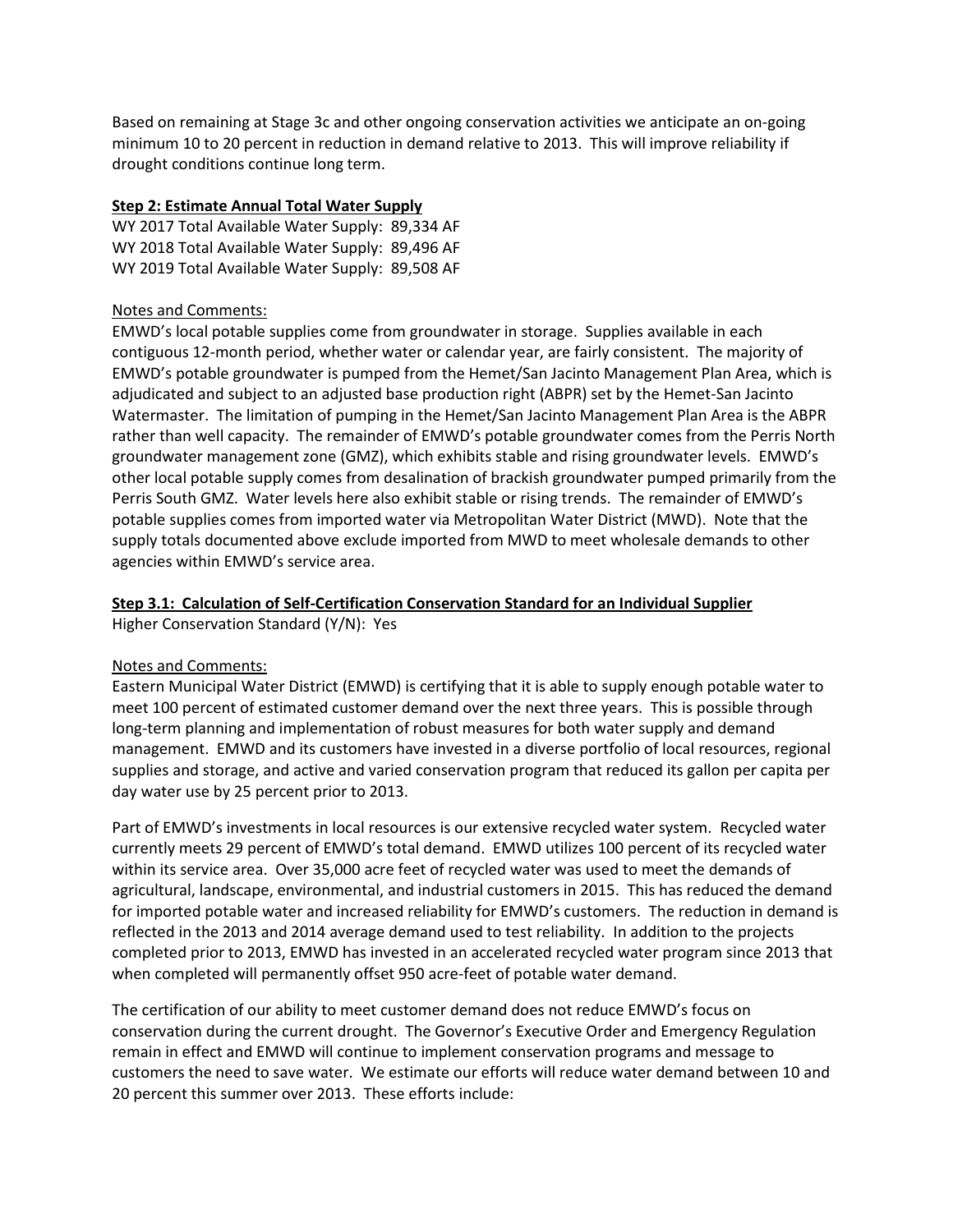Based on remaining at Stage 3c and other ongoing conservation activities we anticipate an on-going minimum 10 to 20 percent in reduction in demand relative to 2013. This will improve reliability if drought conditions continue long term.

**Step 2: Estimate Annual Total Water Supply**

WY 2017 Total Available Water Supply: 89,334 AF
WY 2018 Total Available Water Supply: 89,496 AF
WY 2019 Total Available Water Supply: 89,508 AF

Notes and Comments:

EMWD's local potable supplies come from groundwater in storage. Supplies available in each contiguous 12-month period, whether water or calendar year, are fairly consistent. The majority of EMWD's potable groundwater is pumped from the Hemet/San Jacinto Management Plan Area, which is adjudicated and subject to an adjusted base production right (ABPR) set by the Hemet-San Jacinto Watermaster. The limitation of pumping in the Hemet/San Jacinto Management Plan Area is the ABPR rather than well capacity. The remainder of EMWD's potable groundwater comes from the Perris North groundwater management zone (GMZ), which exhibits stable and rising groundwater levels. EMWD's other local potable supply comes from desalination of brackish groundwater pumped primarily from the Perris South GMZ. Water levels here also exhibit stable or rising trends. The remainder of EMWD's potable supplies comes from imported water via Metropolitan Water District (MWD). Note that the supply totals documented above exclude imported from MWD to meet wholesale demands to other agencies within EMWD's service area.

**Step 3.1: Calculation of Self-Certification Conservation Standard for an Individual Supplier**

Higher Conservation Standard (Y/N): Yes

Notes and Comments:

Eastern Municipal Water District (EMWD) is certifying that it is able to supply enough potable water to meet 100 percent of estimated customer demand over the next three years. This is possible through long-term planning and implementation of robust measures for both water supply and demand management. EMWD and its customers have invested in a diverse portfolio of local resources, regional supplies and storage, and active and varied conservation program that reduced its gallon per capita per day water use by 25 percent prior to 2013.

Part of EMWD's investments in local resources is our extensive recycled water system. Recycled water currently meets 29 percent of EMWD's total demand. EMWD utilizes 100 percent of its recycled water within its service area. Over 35,000 acre feet of recycled water was used to meet the demands of agricultural, landscape, environmental, and industrial customers in 2015. This has reduced the demand for imported potable water and increased reliability for EMWD's customers. The reduction in demand is reflected in the 2013 and 2014 average demand used to test reliability. In addition to the projects completed prior to 2013, EMWD has invested in an accelerated recycled water program since 2013 that when completed will permanently offset 950 acre-feet of potable water demand.

The certification of our ability to meet customer demand does not reduce EMWD's focus on conservation during the current drought. The Governor's Executive Order and Emergency Regulation remain in effect and EMWD will continue to implement conservation programs and message to customers the need to save water. We estimate our efforts will reduce water demand between 10 and 20 percent this summer over 2013. These efforts include: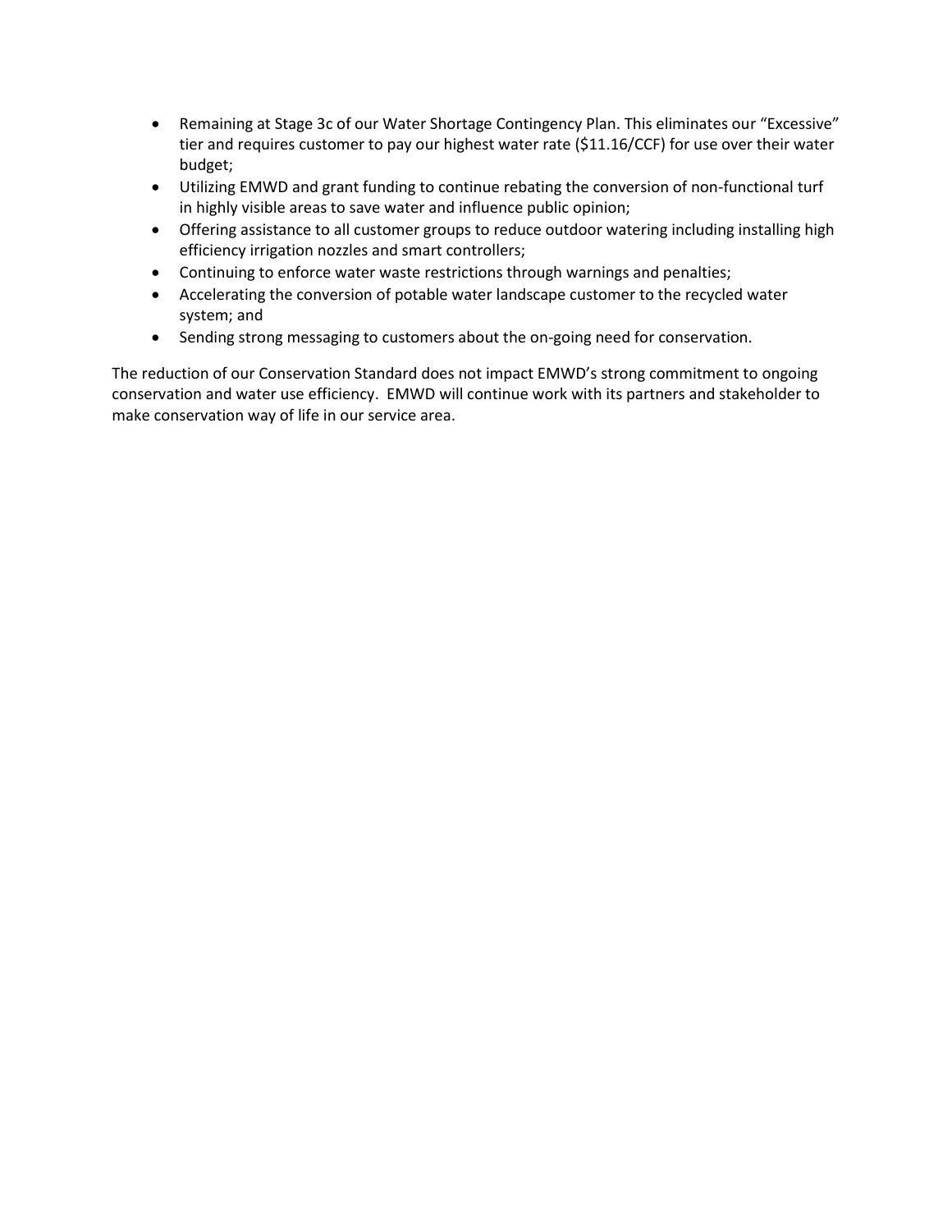- Remaining at Stage 3c of our Water Shortage Contingency Plan. This eliminates our "Excessive" tier and requires customer to pay our highest water rate ($11.16/CCF) for use over their water budget;
- Utilizing EMWD and grant funding to continue rebating the conversion of non-functional turf in highly visible areas to save water and influence public opinion;
- Offering assistance to all customer groups to reduce outdoor watering including installing high efficiency irrigation nozzles and smart controllers;
- Continuing to enforce water waste restrictions through warnings and penalties;
- Accelerating the conversion of potable water landscape customer to the recycled water system; and
- Sending strong messaging to customers about the on-going need for conservation.

The reduction of our Conservation Standard does not impact EMWD's strong commitment to ongoing conservation and water use efficiency. EMWD will continue work with its partners and stakeholder to make conservation way of life in our service area.